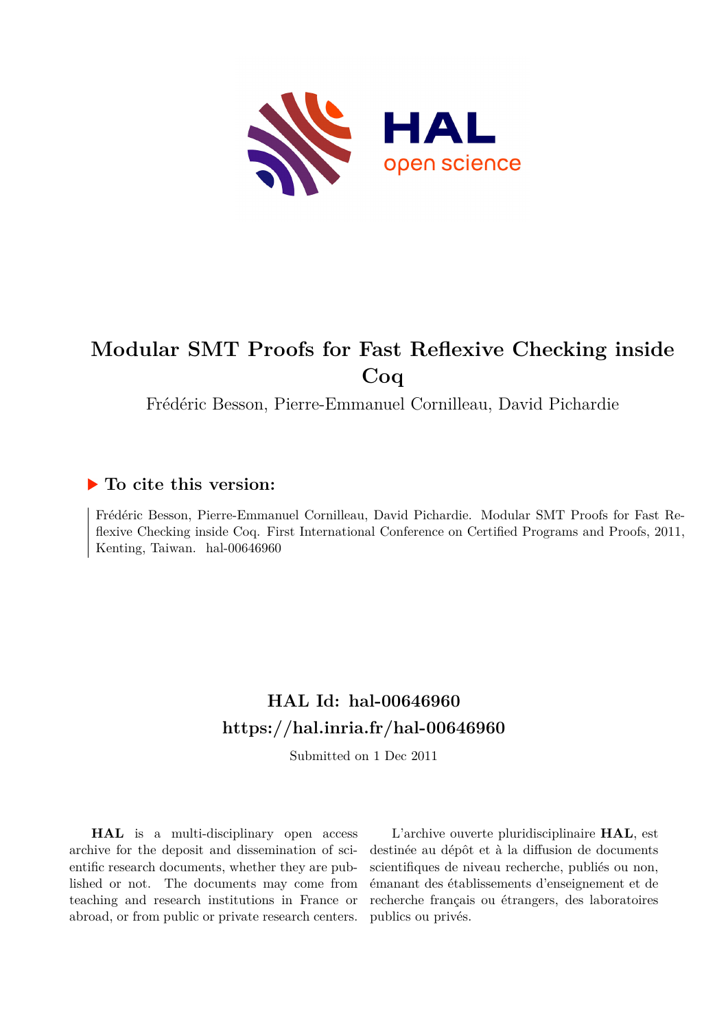# Modular SMT Proofs for Fast Reflexive Checking inside Coq

Frédéric Besson, Pierre-Emmanuel Cornilleau, David Pichardie

## ▶ To cite this version:

Frédéric Besson, Pierre-Emmanuel Cornilleau, David Pichardie. Modular SMT Proofs for Fast Reflexive Checking inside Coq. First International Conference on Certified Programs and Proofs, 2011, Kenting, Taiwan. hal-00646960

## HAL Id: hal-00646960
## https://hal.inria.fr/hal-00646960

Submitted on 1 Dec 2011

**HAL** is a multi-disciplinary open access archive for the deposit and dissemination of scientific research documents, whether they are published or not. The documents may come from teaching and research institutions in France or abroad, or from public or private research centers.

L'archive ouverte pluridisciplinaire **HAL**, est destinée au dépôt et à la diffusion de documents scientifiques de niveau recherche, publiés ou non, émanant des établissements d'enseignement et de recherche français ou étrangers, des laboratoires publics ou privés.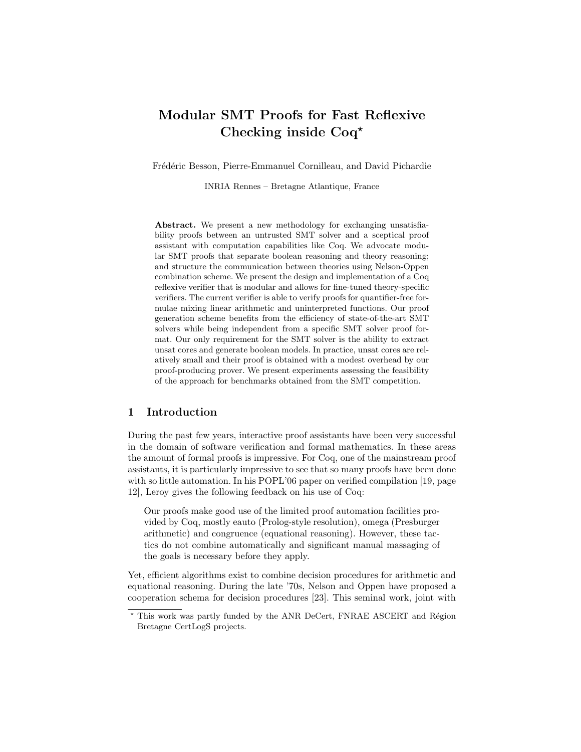# Modular SMT Proofs for Fast Reflexive Checking inside Coq*

Frédéric Besson, Pierre-Emmanuel Cornilleau, and David Pichardie

INRIA Rennes – Bretagne Atlantique, France

**Abstract.** We present a new methodology for exchanging unsatisfiability proofs between an untrusted SMT solver and a sceptical proof assistant with computation capabilities like Coq. We advocate modular SMT proofs that separate boolean reasoning and theory reasoning; and structure the communication between theories using Nelson-Oppen combination scheme. We present the design and implementation of a Coq reflexive verifier that is modular and allows for fine-tuned theory-specific verifiers. The current verifier is able to verify proofs for quantifier-free formulae mixing linear arithmetic and uninterpreted functions. Our proof generation scheme benefits from the efficiency of state-of-the-art SMT solvers while being independent from a specific SMT solver proof format. Our only requirement for the SMT solver is the ability to extract unsat cores and generate boolean models. In practice, unsat cores are relatively small and their proof is obtained with a modest overhead by our proof-producing prover. We present experiments assessing the feasibility of the approach for benchmarks obtained from the SMT competition.

## 1 Introduction

During the past few years, interactive proof assistants have been very successful in the domain of software verification and formal mathematics. In these areas the amount of formal proofs is impressive. For Coq, one of the mainstream proof assistants, it is particularly impressive to see that so many proofs have been done with so little automation. In his POPL'06 paper on verified compilation [19, page 12], Leroy gives the following feedback on his use of Coq:

> Our proofs make good use of the limited proof automation facilities provided by Coq, mostly eauto (Prolog-style resolution), omega (Presburger arithmetic) and congruence (equational reasoning). However, these tactics do not combine automatically and significant manual massaging of the goals is necessary before they apply.

Yet, efficient algorithms exist to combine decision procedures for arithmetic and equational reasoning. During the late '70s, Nelson and Oppen have proposed a cooperation schema for decision procedures [23]. This seminal work, joint with

---

* This work was partly funded by the ANR DeCert, FNRAE ASCERT and Région Bretagne CertLogS projects.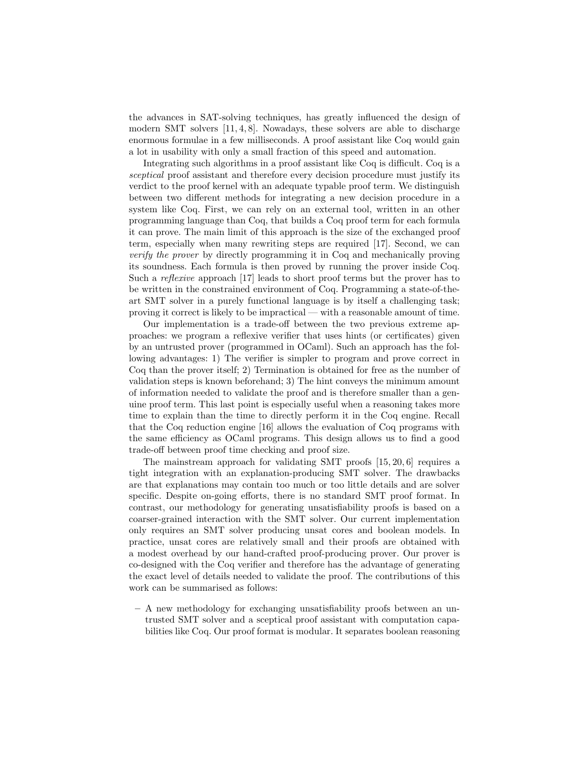the advances in SAT-solving techniques, has greatly influenced the design of modern SMT solvers [11, 4, 8]. Nowadays, these solvers are able to discharge enormous formulae in a few milliseconds. A proof assistant like Coq would gain a lot in usability with only a small fraction of this speed and automation.

Integrating such algorithms in a proof assistant like Coq is difficult. Coq is a *sceptical* proof assistant and therefore every decision procedure must justify its verdict to the proof kernel with an adequate typable proof term. We distinguish between two different methods for integrating a new decision procedure in a system like Coq. First, we can rely on an external tool, written in an other programming language than Coq, that builds a Coq proof term for each formula it can prove. The main limit of this approach is the size of the exchanged proof term, especially when many rewriting steps are required [17]. Second, we can *verify the prover* by directly programming it in Coq and mechanically proving its soundness. Each formula is then proved by running the prover inside Coq. Such a *reflexive* approach [17] leads to short proof terms but the prover has to be written in the constrained environment of Coq. Programming a state-of-the-art SMT solver in a purely functional language is by itself a challenging task; proving it correct is likely to be impractical — with a reasonable amount of time.

Our implementation is a trade-off between the two previous extreme approaches: we program a reflexive verifier that uses hints (or certificates) given by an untrusted prover (programmed in OCaml). Such an approach has the following advantages: 1) The verifier is simpler to program and prove correct in Coq than the prover itself; 2) Termination is obtained for free as the number of validation steps is known beforehand; 3) The hint conveys the minimum amount of information needed to validate the proof and is therefore smaller than a genuine proof term. This last point is especially useful when a reasoning takes more time to explain than the time to directly perform it in the Coq engine. Recall that the Coq reduction engine [16] allows the evaluation of Coq programs with the same efficiency as OCaml programs. This design allows us to find a good trade-off between proof time checking and proof size.

The mainstream approach for validating SMT proofs [15, 20, 6] requires a tight integration with an explanation-producing SMT solver. The drawbacks are that explanations may contain too much or too little details and are solver specific. Despite on-going efforts, there is no standard SMT proof format. In contrast, our methodology for generating unsatisfiability proofs is based on a coarser-grained interaction with the SMT solver. Our current implementation only requires an SMT solver producing unsat cores and boolean models. In practice, unsat cores are relatively small and their proofs are obtained with a modest overhead by our hand-crafted proof-producing prover. Our prover is co-designed with the Coq verifier and therefore has the advantage of generating the exact level of details needed to validate the proof. The contributions of this work can be summarised as follows:

- A new methodology for exchanging unsatisfiability proofs between an untrusted SMT solver and a sceptical proof assistant with computation capabilities like Coq. Our proof format is modular. It separates boolean reasoning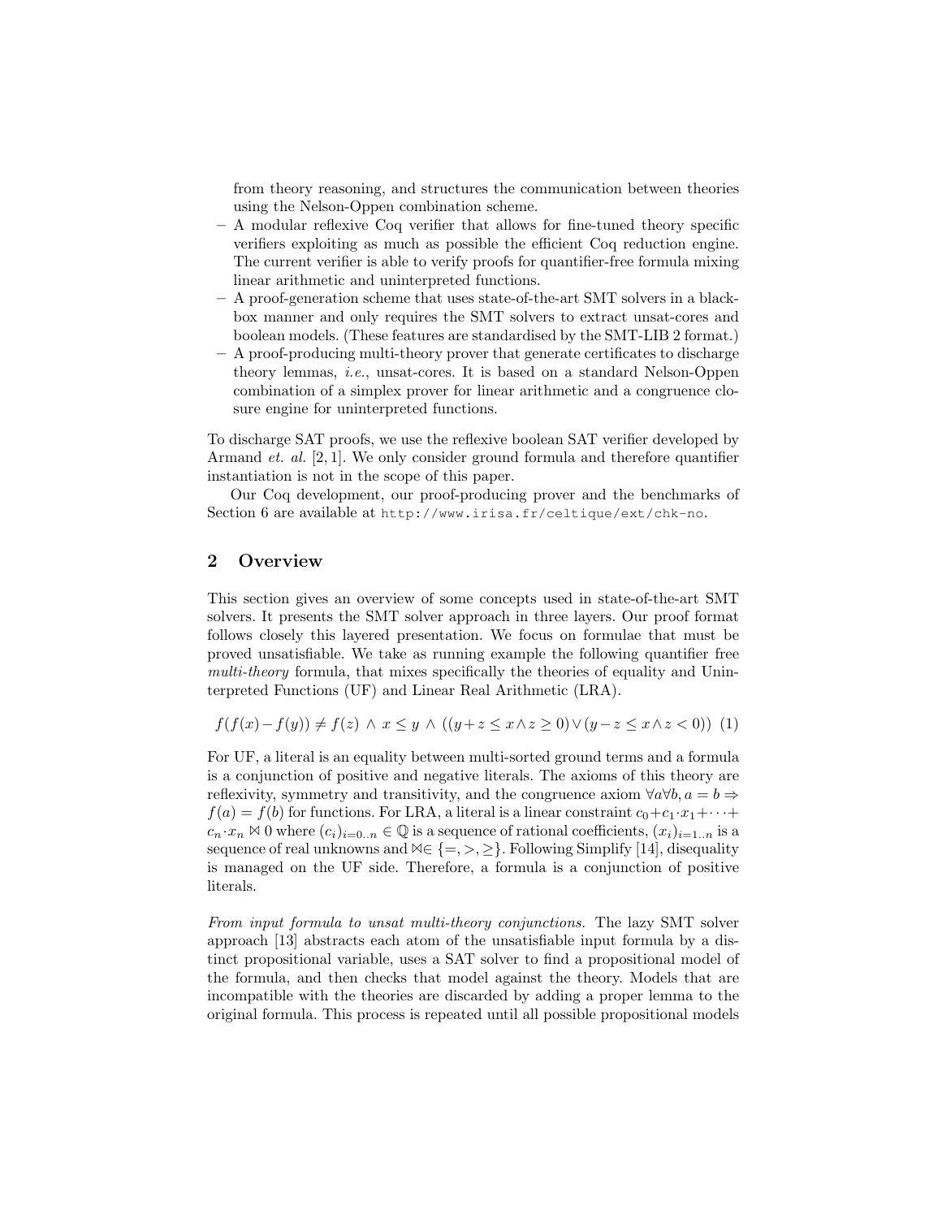from theory reasoning, and structures the communication between theories using the Nelson-Oppen combination scheme.

- A modular reflexive Coq verifier that allows for fine-tuned theory specific verifiers exploiting as much as possible the efficient Coq reduction engine. The current verifier is able to verify proofs for quantifier-free formula mixing linear arithmetic and uninterpreted functions.
- A proof-generation scheme that uses state-of-the-art SMT solvers in a black-box manner and only requires the SMT solvers to extract unsat-cores and boolean models. (These features are standardised by the SMT-LIB 2 format.)
- A proof-producing multi-theory prover that generate certificates to discharge theory lemmas, *i.e.*, unsat-cores. It is based on a standard Nelson-Oppen combination of a simplex prover for linear arithmetic and a congruence closure engine for uninterpreted functions.

To discharge SAT proofs, we use the reflexive boolean SAT verifier developed by Armand *et. al.* [2, 1]. We only consider ground formula and therefore quantifier instantiation is not in the scope of this paper.

Our Coq development, our proof-producing prover and the benchmarks of Section 6 are available at `http://www.irisa.fr/celtique/ext/chk-no`.

## 2 Overview

This section gives an overview of some concepts used in state-of-the-art SMT solvers. It presents the SMT solver approach in three layers. Our proof format follows closely this layered presentation. We focus on formulae that must be proved unsatisfiable. We take as running example the following quantifier free *multi-theory* formula, that mixes specifically the theories of equality and Uninterpreted Functions (UF) and Linear Real Arithmetic (LRA).

$$f(f(x)-f(y)) \neq f(z) \;\wedge\; x \leq y \;\wedge\; ((y+z \leq x \wedge z \geq 0) \vee (y-z \leq x \wedge z < 0)) \quad (1)$$

For UF, a literal is an equality between multi-sorted ground terms and a formula is a conjunction of positive and negative literals. The axioms of this theory are reflexivity, symmetry and transitivity, and the congruence axiom $\forall a \forall b, a = b \Rightarrow f(a) = f(b)$ for functions. For LRA, a literal is a linear constraint $c_0 + c_1 \cdot x_1 + \cdots + c_n \cdot x_n \bowtie 0$ where $(c_i)_{i=0..n} \in \mathbb{Q}$ is a sequence of rational coefficients, $(x_i)_{i=1..n}$ is a sequence of real unknowns and $\bowtie \in \{=, >, \geq\}$. Following Simplify [14], disequality is managed on the UF side. Therefore, a formula is a conjunction of positive literals.

*From input formula to unsat multi-theory conjunctions.* The lazy SMT solver approach [13] abstracts each atom of the unsatisfiable input formula by a distinct propositional variable, uses a SAT solver to find a propositional model of the formula, and then checks that model against the theory. Models that are incompatible with the theories are discarded by adding a proper lemma to the original formula. This process is repeated until all possible propositional models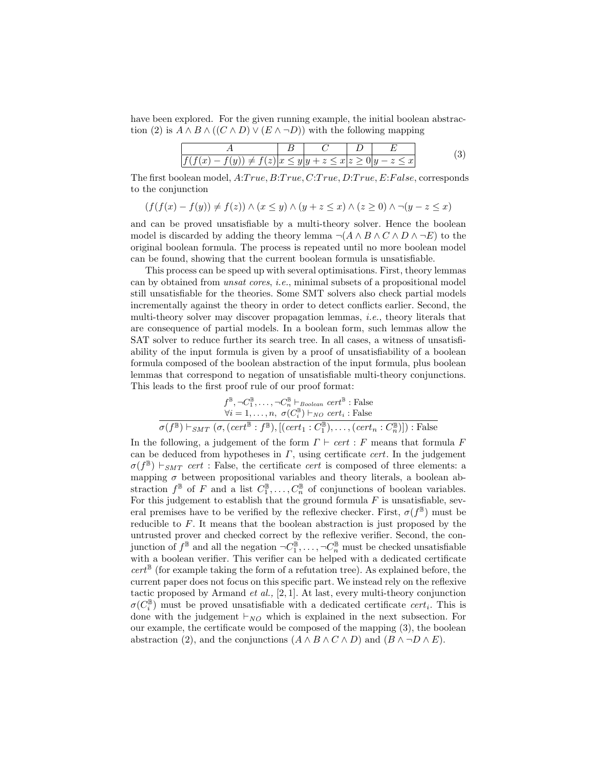have been explored. For the given running example, the initial boolean abstraction (2) is $A \wedge B \wedge ((C \wedge D) \vee (E \wedge \neg D))$ with the following mapping

$$
\begin{array}{|c|c|c|c|c|}
\hline
A & B & C & D & E \\
\hline
f(f(x) - f(y)) \neq f(z) & x \leq y & y + z \leq x & z \geq 0 & y - z \leq x \\
\hline
\end{array}
\tag{3}
$$

The first boolean model, $A$:$True$, $B$:$True$, $C$:$True$, $D$:$True$, $E$:$False$, corresponds to the conjunction

$$(f(f(x) - f(y)) \neq f(z)) \wedge (x \leq y) \wedge (y + z \leq x) \wedge (z \geq 0) \wedge \neg(y - z \leq x)$$

and can be proved unsatisfiable by a multi-theory solver. Hence the boolean model is discarded by adding the theory lemma $\neg(A \wedge B \wedge C \wedge D \wedge \neg E)$ to the original boolean formula. The process is repeated until no more boolean model can be found, showing that the current boolean formula is unsatisfiable.

This process can be speed up with several optimisations. First, theory lemmas can by obtained from *unsat cores*, *i.e.*, minimal subsets of a propositional model still unsatisfiable for the theories. Some SMT solvers also check partial models incrementally against the theory in order to detect conflicts earlier. Second, the multi-theory solver may discover propagation lemmas, *i.e.*, theory literals that are consequence of partial models. In a boolean form, such lemmas allow the SAT solver to reduce further its search tree. In all cases, a witness of unsatisfiability of the input formula is given by a proof of unsatisfiability of a boolean formula composed of the boolean abstraction of the input formula, plus boolean lemmas that correspond to negation of unsatisfiable multi-theory conjunctions. This leads to the first proof rule of our proof format:

$$
\frac{\begin{array}{c} f^{\mathbb{B}}, \neg C_1^{\mathbb{B}}, \ldots, \neg C_n^{\mathbb{B}} \vdash_{Boolean} cert^{\mathbb{B}} : \text{False} \\ \forall i = 1, \ldots, n,\ \sigma(C_i^{\mathbb{B}}) \vdash_{NO} cert_i : \text{False} \end{array}}{\sigma(f^{\mathbb{B}}) \vdash_{SMT} (\sigma, (cert^{\mathbb{B}} : f^{\mathbb{B}}), [(cert_1 : C_1^{\mathbb{B}}), \ldots, (cert_n : C_n^{\mathbb{B}})]) : \text{False}}
$$

In the following, a judgement of the form $\Gamma \vdash cert : F$ means that formula $F$ can be deduced from hypotheses in $\Gamma$, using certificate $cert$. In the judgement $\sigma(f^{\mathbb{B}}) \vdash_{SMT} cert$ : False, the certificate $cert$ is composed of three elements: a mapping $\sigma$ between propositional variables and theory literals, a boolean abstraction $f^{\mathbb{B}}$ of $F$ and a list $C_1^{\mathbb{B}}, \ldots, C_n^{\mathbb{B}}$ of conjunctions of boolean variables. For this judgement to establish that the ground formula $F$ is unsatisfiable, several premises have to be verified by the reflexive checker. First, $\sigma(f^{\mathbb{B}})$ must be reducible to $F$. It means that the boolean abstraction is just proposed by the untrusted prover and checked correct by the reflexive verifier. Second, the conjunction of $f^{\mathbb{B}}$ and all the negation $\neg C_1^{\mathbb{B}}, \ldots, \neg C_n^{\mathbb{B}}$ must be checked unsatisfiable with a boolean verifier. This verifier can be helped with a dedicated certificate $cert^{\mathbb{B}}$ (for example taking the form of a refutation tree). As explained before, the current paper does not focus on this specific part. We instead rely on the reflexive tactic proposed by Armand *et al.*, [2, 1]. At last, every multi-theory conjunction $\sigma(C_i^{\mathbb{B}})$ must be proved unsatisfiable with a dedicated certificate $cert_i$. This is done with the judgement $\vdash_{NO}$ which is explained in the next subsection. For our example, the certificate would be composed of the mapping (3), the boolean abstraction (2), and the conjunctions $(A \wedge B \wedge C \wedge D)$ and $(B \wedge \neg D \wedge E)$.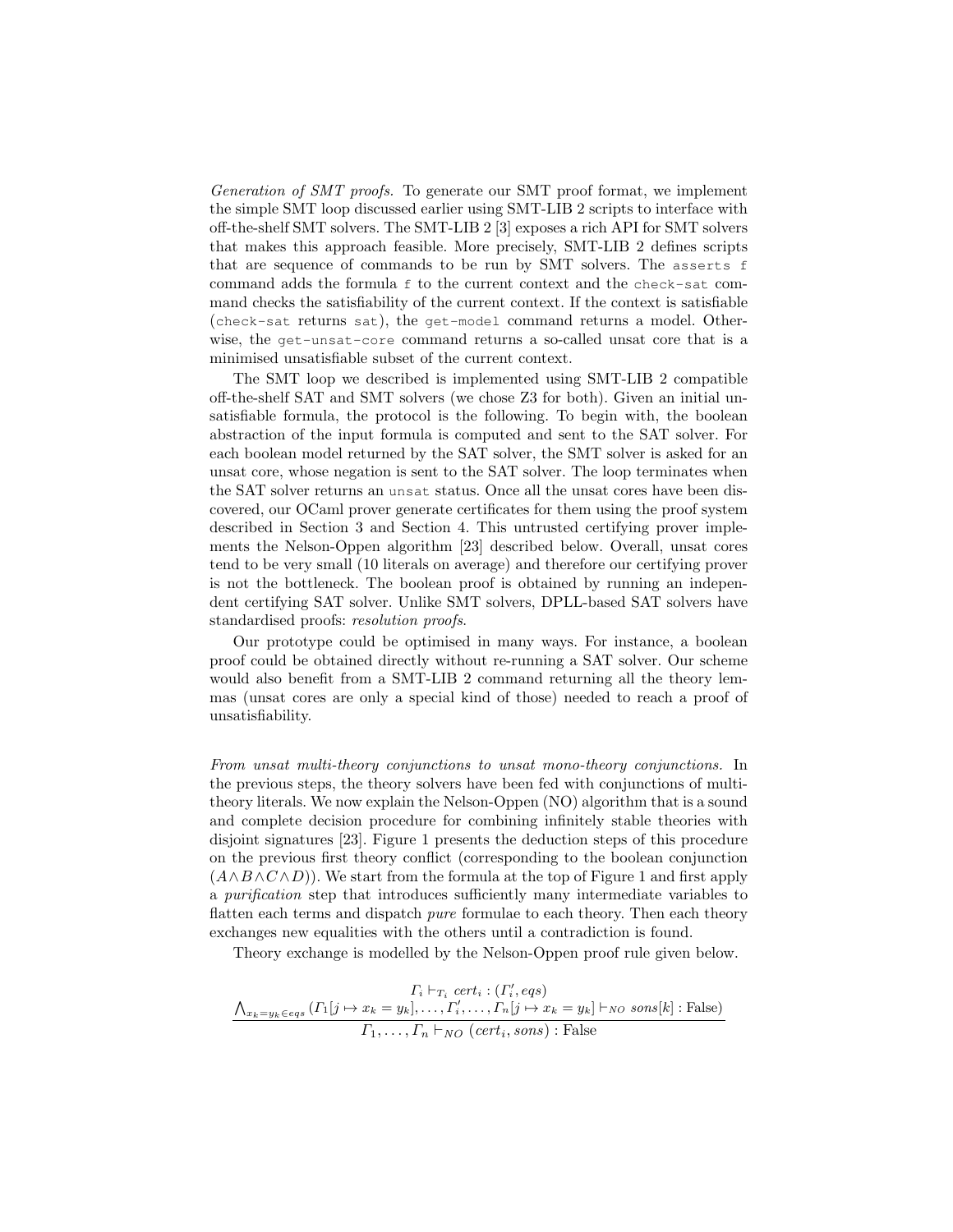*Generation of SMT proofs.* To generate our SMT proof format, we implement the simple SMT loop discussed earlier using SMT-LIB 2 scripts to interface with off-the-shelf SMT solvers. The SMT-LIB 2 [3] exposes a rich API for SMT solvers that makes this approach feasible. More precisely, SMT-LIB 2 defines scripts that are sequence of commands to be run by SMT solvers. The `asserts f` command adds the formula `f` to the current context and the `check-sat` command checks the satisfiability of the current context. If the context is satisfiable (`check-sat` returns `sat`), the `get-model` command returns a model. Otherwise, the `get-unsat-core` command returns a so-called unsat core that is a minimised unsatisfiable subset of the current context.

The SMT loop we described is implemented using SMT-LIB 2 compatible off-the-shelf SAT and SMT solvers (we chose Z3 for both). Given an initial unsatisfiable formula, the protocol is the following. To begin with, the boolean abstraction of the input formula is computed and sent to the SAT solver. For each boolean model returned by the SAT solver, the SMT solver is asked for an unsat core, whose negation is sent to the SAT solver. The loop terminates when the SAT solver returns an `unsat` status. Once all the unsat cores have been discovered, our OCaml prover generate certificates for them using the proof system described in Section 3 and Section 4. This untrusted certifying prover implements the Nelson-Oppen algorithm [23] described below. Overall, unsat cores tend to be very small (10 literals on average) and therefore our certifying prover is not the bottleneck. The boolean proof is obtained by running an independent certifying SAT solver. Unlike SMT solvers, DPLL-based SAT solvers have standardised proofs: *resolution proofs*.

Our prototype could be optimised in many ways. For instance, a boolean proof could be obtained directly without re-running a SAT solver. Our scheme would also benefit from a SMT-LIB 2 command returning all the theory lemmas (unsat cores are only a special kind of those) needed to reach a proof of unsatisfiability.

*From unsat multi-theory conjunctions to unsat mono-theory conjunctions.* In the previous steps, the theory solvers have been fed with conjunctions of multi-theory literals. We now explain the Nelson-Oppen (NO) algorithm that is a sound and complete decision procedure for combining infinitely stable theories with disjoint signatures [23]. Figure 1 presents the deduction steps of this procedure on the previous first theory conflict (corresponding to the boolean conjunction $(A \wedge B \wedge C \wedge D)$). We start from the formula at the top of Figure 1 and first apply a *purification* step that introduces sufficiently many intermediate variables to flatten each terms and dispatch *pure* formulae to each theory. Then each theory exchanges new equalities with the others until a contradiction is found.

Theory exchange is modelled by the Nelson-Oppen proof rule given below.

$$\frac{\Gamma_i \vdash_{T_i} cert_i : (\Gamma_i', eqs) \qquad \bigwedge_{x_k = y_k \in eqs} (\Gamma_1[j \mapsto x_k = y_k], \ldots, \Gamma_i', \ldots, \Gamma_n[j \mapsto x_k = y_k] \vdash_{NO} sons[k] : \text{False})}{\Gamma_1, \ldots, \Gamma_n \vdash_{NO} (cert_i, sons) : \text{False}}$$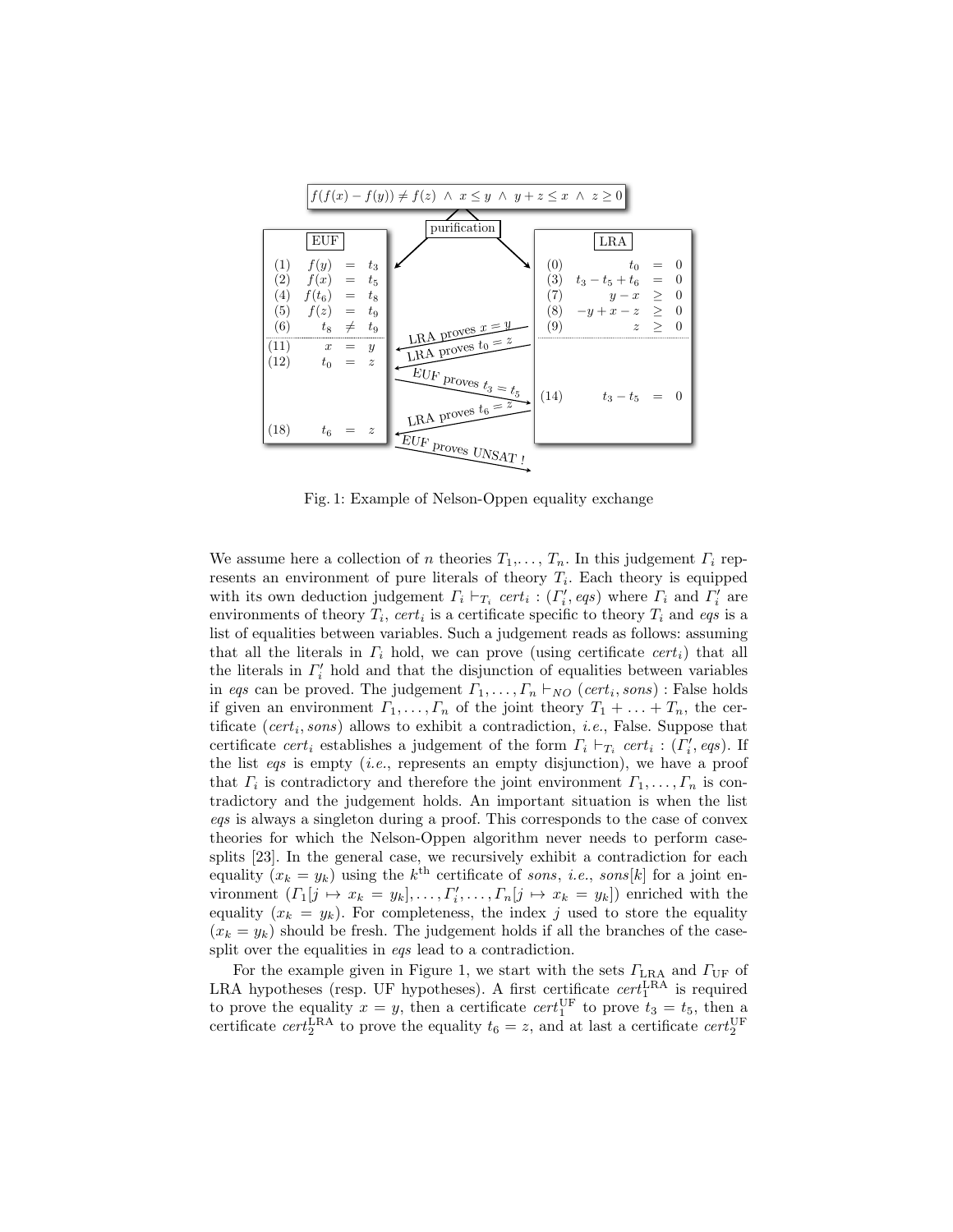$f(f(x) - f(y)) \neq f(z) \;\wedge\; x \leq y \;\wedge\; y + z \leq x \;\wedge\; z \geq 0$

purification

**EUF**

| | | | |
|---|---|---|---|
| (1) | $f(y)$ | $=$ | $t_3$ |
| (2) | $f(x)$ | $=$ | $t_5$ |
| (4) | $f(t_6)$ | $=$ | $t_8$ |
| (5) | $f(z)$ | $=$ | $t_9$ |
| (6) | $t_8$ | $\neq$ | $t_9$ |
| (11) | $x$ | $=$ | $y$ |
| (12) | $t_0$ | $=$ | $z$ |
| (18) | $t_6$ | $=$ | $z$ |

**LRA**

| | | | |
|---|---|---|---|
| (0) | $t_0$ | $=$ | $0$ |
| (3) | $t_3 - t_5 + t_6$ | $=$ | $0$ |
| (7) | $y - x$ | $\geq$ | $0$ |
| (8) | $-y + x - z$ | $\geq$ | $0$ |
| (9) | $z$ | $\geq$ | $0$ |
| (14) | $t_3 - t_5$ | $=$ | $0$ |

LRA proves $x = y$
LRA proves $t_0 = z$
EUF proves $t_3 = t_5$
LRA proves $t_6 = z$
EUF proves UNSAT !

Fig. 1: Example of Nelson-Oppen equality exchange

We assume here a collection of $n$ theories $T_1, \ldots, T_n$. In this judgement $\Gamma_i$ represents an environment of pure literals of theory $T_i$. Each theory is equipped with its own deduction judgement $\Gamma_i \vdash_{T_i} cert_i : (\Gamma_i', eqs)$ where $\Gamma_i$ and $\Gamma_i'$ are environments of theory $T_i$, $cert_i$ is a certificate specific to theory $T_i$ and $eqs$ is a list of equalities between variables. Such a judgement reads as follows: assuming that all the literals in $\Gamma_i$ hold, we can prove (using certificate $cert_i$) that all the literals in $\Gamma_i'$ hold and that the disjunction of equalities between variables in $eqs$ can be proved. The judgement $\Gamma_1, \ldots, \Gamma_n \vdash_{NO} (cert_i, sons) :$ False holds if given an environment $\Gamma_1, \ldots, \Gamma_n$ of the joint theory $T_1 + \ldots + T_n$, the certificate $(cert_i, sons)$ allows to exhibit a contradiction, *i.e.*, False. Suppose that certificate $cert_i$ establishes a judgement of the form $\Gamma_i \vdash_{T_i} cert_i : (\Gamma_i', eqs)$. If the list $eqs$ is empty (*i.e.*, represents an empty disjunction), we have a proof that $\Gamma_i$ is contradictory and therefore the joint environment $\Gamma_1, \ldots, \Gamma_n$ is contradictory and the judgement holds. An important situation is when the list $eqs$ is always a singleton during a proof. This corresponds to the case of convex theories for which the Nelson-Oppen algorithm never needs to perform case-splits [23]. In the general case, we recursively exhibit a contradiction for each equality $(x_k = y_k)$ using the $k^{\text{th}}$ certificate of $sons$, *i.e.*, $sons[k]$ for a joint environment $(\Gamma_1[j \mapsto x_k = y_k], \ldots, \Gamma_i', \ldots, \Gamma_n[j \mapsto x_k = y_k])$ enriched with the equality $(x_k = y_k)$. For completeness, the index $j$ used to store the equality $(x_k = y_k)$ should be fresh. The judgement holds if all the branches of the case-split over the equalities in $eqs$ lead to a contradiction.

For the example given in Figure 1, we start with the sets $\Gamma_{\text{LRA}}$ and $\Gamma_{\text{UF}}$ of LRA hypotheses (resp. UF hypotheses). A first certificate $cert_1^{\text{LRA}}$ is required to prove the equality $x = y$, then a certificate $cert_1^{\text{UF}}$ to prove $t_3 = t_5$, then a certificate $cert_2^{\text{LRA}}$ to prove the equality $t_6 = z$, and at last a certificate $cert_2^{\text{UF}}$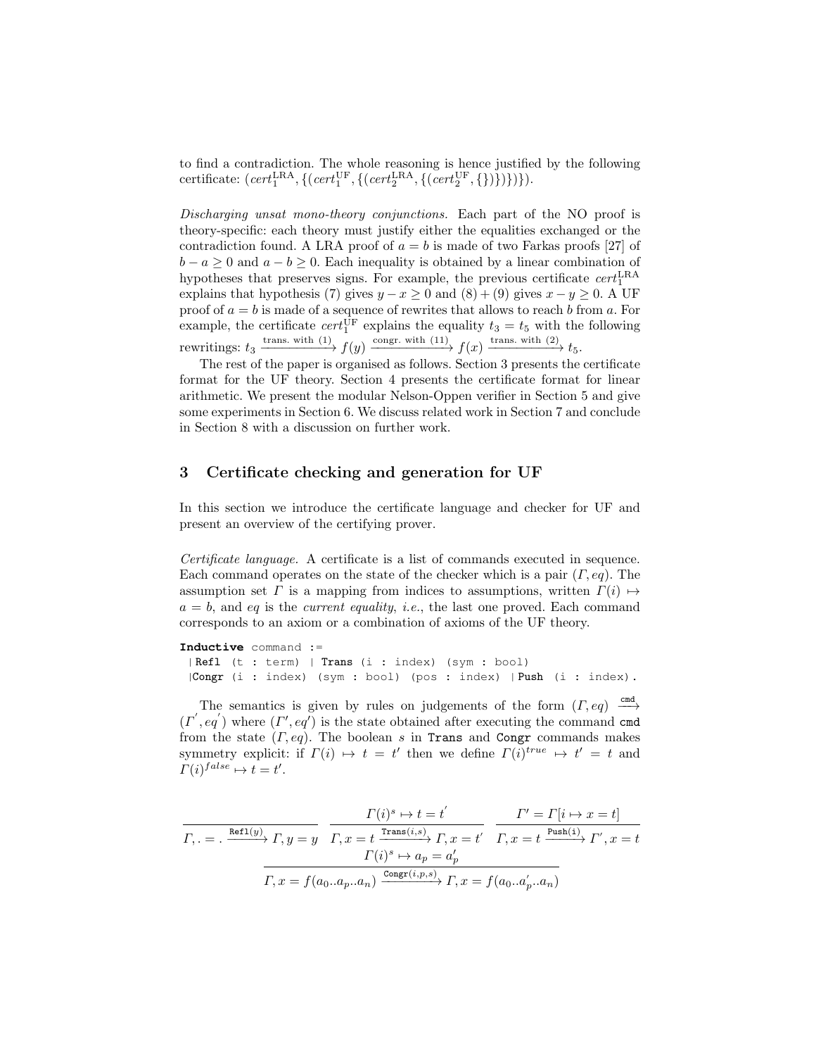to find a contradiction. The whole reasoning is hence justified by the following certificate: $(cert_1^{\text{LRA}}, \{(cert_1^{\text{UF}}, \{(cert_2^{\text{LRA}}, \{(cert_2^{\text{UF}}, \{\})\})\})\})$.

*Discharging unsat mono-theory conjunctions.* Each part of the NO proof is theory-specific: each theory must justify either the equalities exchanged or the contradiction found. A LRA proof of $a = b$ is made of two Farkas proofs [27] of $b - a \geq 0$ and $a - b \geq 0$. Each inequality is obtained by a linear combination of hypotheses that preserves signs. For example, the previous certificate $cert_1^{\text{LRA}}$ explains that hypothesis (7) gives $y - x \geq 0$ and (8) + (9) gives $x - y \geq 0$. A UF proof of $a = b$ is made of a sequence of rewrites that allows to reach $b$ from $a$. For example, the certificate $cert_1^{\text{UF}}$ explains the equality $t_3 = t_5$ with the following rewritings: $t_3 \xrightarrow{\text{trans. with (1)}} f(y) \xrightarrow{\text{congr. with (11)}} f(x) \xrightarrow{\text{trans. with (2)}} t_5$.

The rest of the paper is organised as follows. Section 3 presents the certificate format for the UF theory. Section 4 presents the certificate format for linear arithmetic. We present the modular Nelson-Oppen verifier in Section 5 and give some experiments in Section 6. We discuss related work in Section 7 and conclude in Section 8 with a discussion on further work.

## 3 Certificate checking and generation for UF

In this section we introduce the certificate language and checker for UF and present an overview of the certifying prover.

*Certificate language.* A certificate is a list of commands executed in sequence. Each command operates on the state of the checker which is a pair $(\Gamma, eq)$. The assumption set $\Gamma$ is a mapping from indices to assumptions, written $\Gamma(i) \mapsto a = b$, and $eq$ is the *current equality*, *i.e.*, the last one proved. Each command corresponds to an axiom or a combination of axioms of the UF theory.

```
Inductive command :=
 | Refl (t : term) | Trans (i : index) (sym : bool)
 |Congr (i : index) (sym : bool) (pos : index) | Push (i : index).
```

The semantics is given by rules on judgements of the form $(\Gamma, eq) \xrightarrow{\texttt{cmd}} (\Gamma', eq')$ where $(\Gamma', eq')$ is the state obtained after executing the command `cmd` from the state $(\Gamma, eq)$. The boolean $s$ in `Trans` and `Congr` commands makes symmetry explicit: if $\Gamma(i) \mapsto t = t'$ then we define $\Gamma(i)^{true} \mapsto t' = t$ and $\Gamma(i)^{false} \mapsto t = t'$.

$$\frac{}{\Gamma, . = . \xrightarrow{\texttt{Refl}(y)} \Gamma, y = y} \quad \frac{\Gamma(i)^s \mapsto t = t'}{\Gamma, x = t \xrightarrow{\texttt{Trans}(i,s)} \Gamma, x = t'} \quad \frac{\Gamma' = \Gamma[i \mapsto x = t]}{\Gamma, x = t \xrightarrow{\texttt{Push(i)}} \Gamma', x = t}$$

$$\frac{\Gamma(i)^s \mapsto a_p = a'_p}{\Gamma, x = f(a_0..a_p..a_n) \xrightarrow{\texttt{Congr}(i,p,s)} \Gamma, x = f(a_0..a'_p..a_n)}$$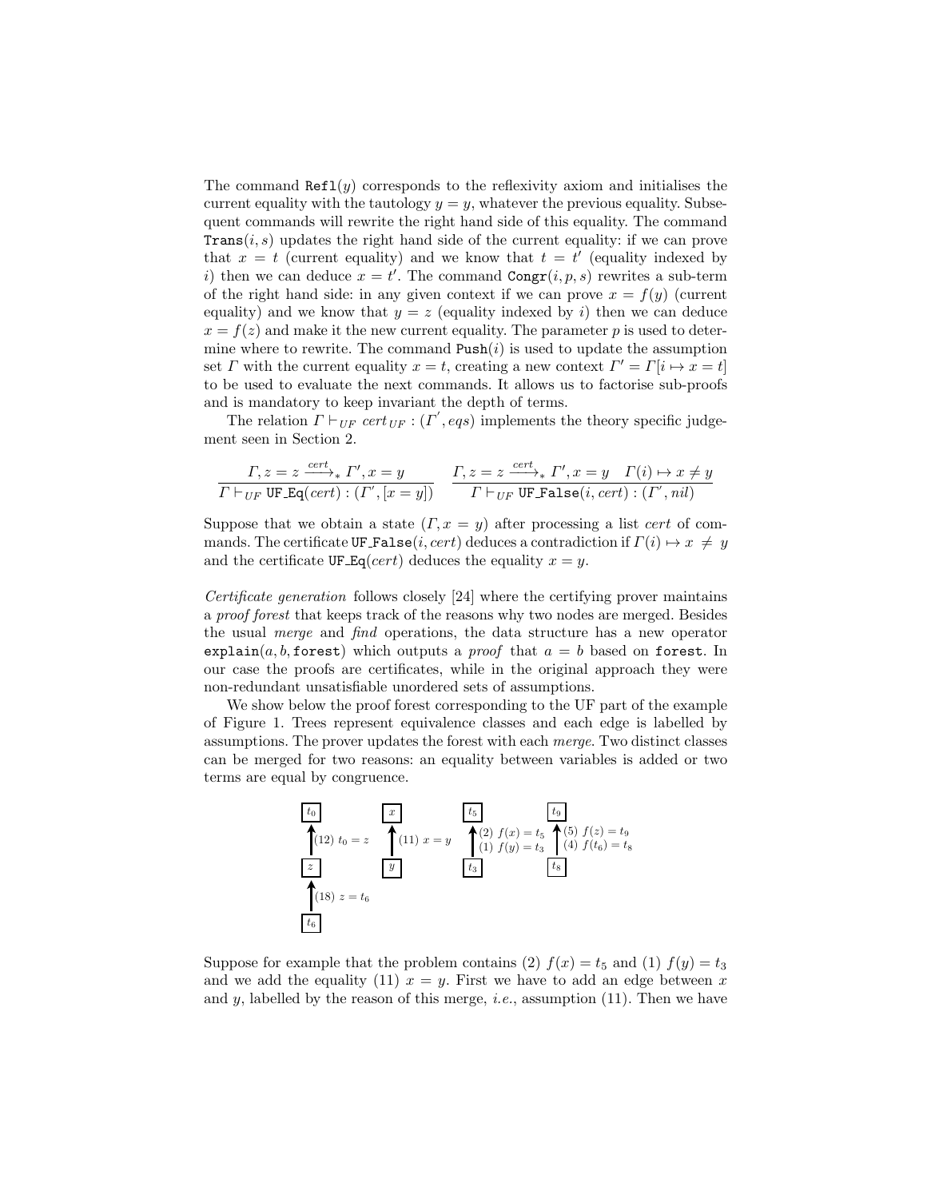The command $\texttt{Refl}(y)$ corresponds to the reflexivity axiom and initialises the current equality with the tautology $y = y$, whatever the previous equality. Subsequent commands will rewrite the right hand side of this equality. The command $\texttt{Trans}(i, s)$ updates the right hand side of the current equality: if we can prove that $x = t$ (current equality) and we know that $t = t'$ (equality indexed by $i$) then we can deduce $x = t'$. The command $\texttt{Congr}(i, p, s)$ rewrites a sub-term of the right hand side: in any given context if we can prove $x = f(y)$ (current equality) and we know that $y = z$ (equality indexed by $i$) then we can deduce $x = f(z)$ and make it the new current equality. The parameter $p$ is used to determine where to rewrite. The command $\texttt{Push}(i)$ is used to update the assumption set $\Gamma$ with the current equality $x = t$, creating a new context $\Gamma' = \Gamma[i \mapsto x = t]$ to be used to evaluate the next commands. It allows us to factorise sub-proofs and is mandatory to keep invariant the depth of terms.

The relation $\Gamma \vdash_{UF} cert_{UF} : (\Gamma', eqs)$ implements the theory specific judgement seen in Section 2.

$$\frac{\Gamma, z = z \xrightarrow{cert}_* \Gamma', x = y}{\Gamma \vdash_{UF} \texttt{UF\_Eq}(cert) : (\Gamma', [x = y])} \qquad \frac{\Gamma, z = z \xrightarrow{cert}_* \Gamma', x = y \quad \Gamma(i) \mapsto x \neq y}{\Gamma \vdash_{UF} \texttt{UF\_False}(i, cert) : (\Gamma', nil)}$$

Suppose that we obtain a state $(\Gamma, x = y)$ after processing a list $cert$ of commands. The certificate $\texttt{UF\_False}(i, cert)$ deduces a contradiction if $\Gamma(i) \mapsto x \neq y$ and the certificate $\texttt{UF\_Eq}(cert)$ deduces the equality $x = y$.

*Certificate generation* follows closely [24] where the certifying prover maintains a *proof forest* that keeps track of the reasons why two nodes are merged. Besides the usual *merge* and *find* operations, the data structure has a new operator $\texttt{explain}(a, b, \texttt{forest})$ which outputs a *proof* that $a = b$ based on $\texttt{forest}$. In our case the proofs are certificates, while in the original approach they were non-redundant unsatisfiable unordered sets of assumptions.

We show below the proof forest corresponding to the UF part of the example of Figure 1. Trees represent equivalence classes and each edge is labelled by assumptions. The prover updates the forest with each *merge*. Two distinct classes can be merged for two reasons: an equality between variables is added or two terms are equal by congruence.

- $t_6 \to z$: (18) $z = t_6$; $z \to t_0$: (12) $t_0 = z$
- $y \to x$: (11) $x = y$
- $t_3 \to t_5$: (2) $f(x) = t_5$, (1) $f(y) = t_3$
- $t_8 \to t_9$: (5) $f(z) = t_9$, (4) $f(t_6) = t_8$

Suppose for example that the problem contains (2) $f(x) = t_5$ and (1) $f(y) = t_3$ and we add the equality (11) $x = y$. First we have to add an edge between $x$ and $y$, labelled by the reason of this merge, *i.e.*, assumption (11). Then we have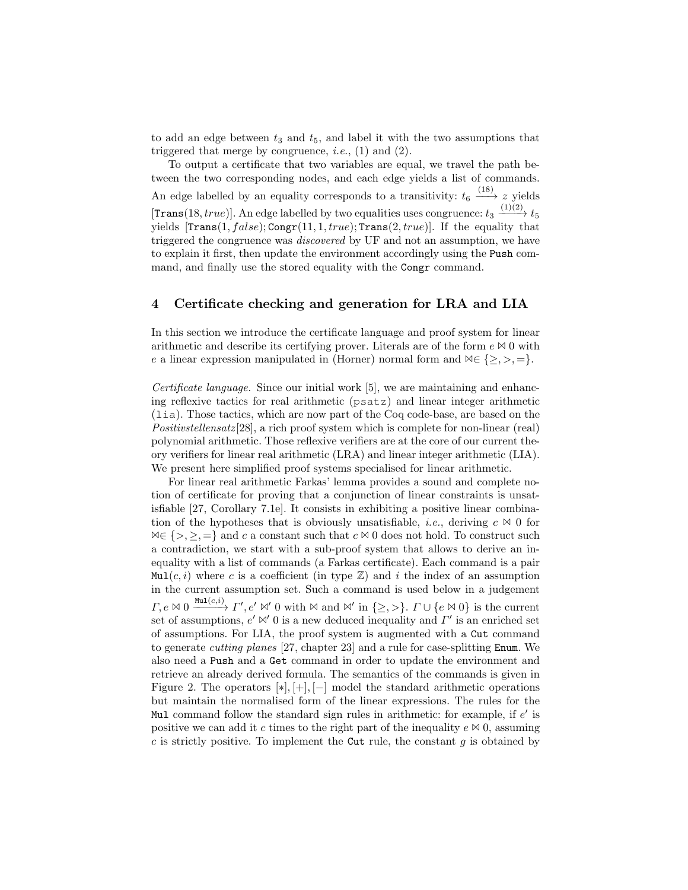to add an edge between $t_3$ and $t_5$, and label it with the two assumptions that triggered that merge by congruence, *i.e.*, (1) and (2).

To output a certificate that two variables are equal, we travel the path between the two corresponding nodes, and each edge yields a list of commands. An edge labelled by an equality corresponds to a transitivity: $t_6 \xrightarrow{(18)} z$ yields $[\texttt{Trans}(18, true)]$. An edge labelled by two equalities uses congruence: $t_3 \xrightarrow{(1)(2)} t_5$ yields $[\texttt{Trans}(1, false); \texttt{Congr}(11, 1, true); \texttt{Trans}(2, true)]$. If the equality that triggered the congruence was *discovered* by UF and not an assumption, we have to explain it first, then update the environment accordingly using the `Push` command, and finally use the stored equality with the `Congr` command.

## 4 Certificate checking and generation for LRA and LIA

In this section we introduce the certificate language and proof system for linear arithmetic and describe its certifying prover. Literals are of the form $e \bowtie 0$ with $e$ a linear expression manipulated in (Horner) normal form and $\bowtie \in \{\geq, >, =\}$.

*Certificate language.* Since our initial work [5], we are maintaining and enhancing reflexive tactics for real arithmetic (`psatz`) and linear integer arithmetic (`lia`). Those tactics, which are now part of the Coq code-base, are based on the *Positivstellensatz*[28], a rich proof system which is complete for non-linear (real) polynomial arithmetic. Those reflexive verifiers are at the core of our current theory verifiers for linear real arithmetic (LRA) and linear integer arithmetic (LIA). We present here simplified proof systems specialised for linear arithmetic.

For linear real arithmetic Farkas' lemma provides a sound and complete notion of certificate for proving that a conjunction of linear constraints is unsatisfiable [27, Corollary 7.1e]. It consists in exhibiting a positive linear combination of the hypotheses that is obviously unsatisfiable, *i.e.*, deriving $c \bowtie 0$ for $\bowtie \in \{>, \geq, =\}$ and $c$ a constant such that $c \bowtie 0$ does not hold. To construct such a contradiction, we start with a sub-proof system that allows to derive an inequality with a list of commands (a Farkas certificate). Each command is a pair $\texttt{Mul}(c, i)$ where $c$ is a coefficient (in type $\mathbb{Z}$) and $i$ the index of an assumption in the current assumption set. Such a command is used below in a judgement $\Gamma, e \bowtie 0 \xrightarrow{\texttt{Mul}(c,i)} \Gamma', e' \bowtie' 0$ with $\bowtie$ and $\bowtie'$ in $\{\geq, >\}$. $\Gamma \cup \{e \bowtie 0\}$ is the current set of assumptions, $e' \bowtie' 0$ is a new deduced inequality and $\Gamma'$ is an enriched set of assumptions. For LIA, the proof system is augmented with a `Cut` command to generate *cutting planes* [27, chapter 23] and a rule for case-splitting `Enum`. We also need a `Push` and a `Get` command in order to update the environment and retrieve an already derived formula. The semantics of the commands is given in Figure 2. The operators $[*], [+], [-]$ model the standard arithmetic operations but maintain the normalised form of the linear expressions. The rules for the `Mul` command follow the standard sign rules in arithmetic: for example, if $e'$ is positive we can add it $c$ times to the right part of the inequality $e \bowtie 0$, assuming $c$ is strictly positive. To implement the `Cut` rule, the constant $g$ is obtained by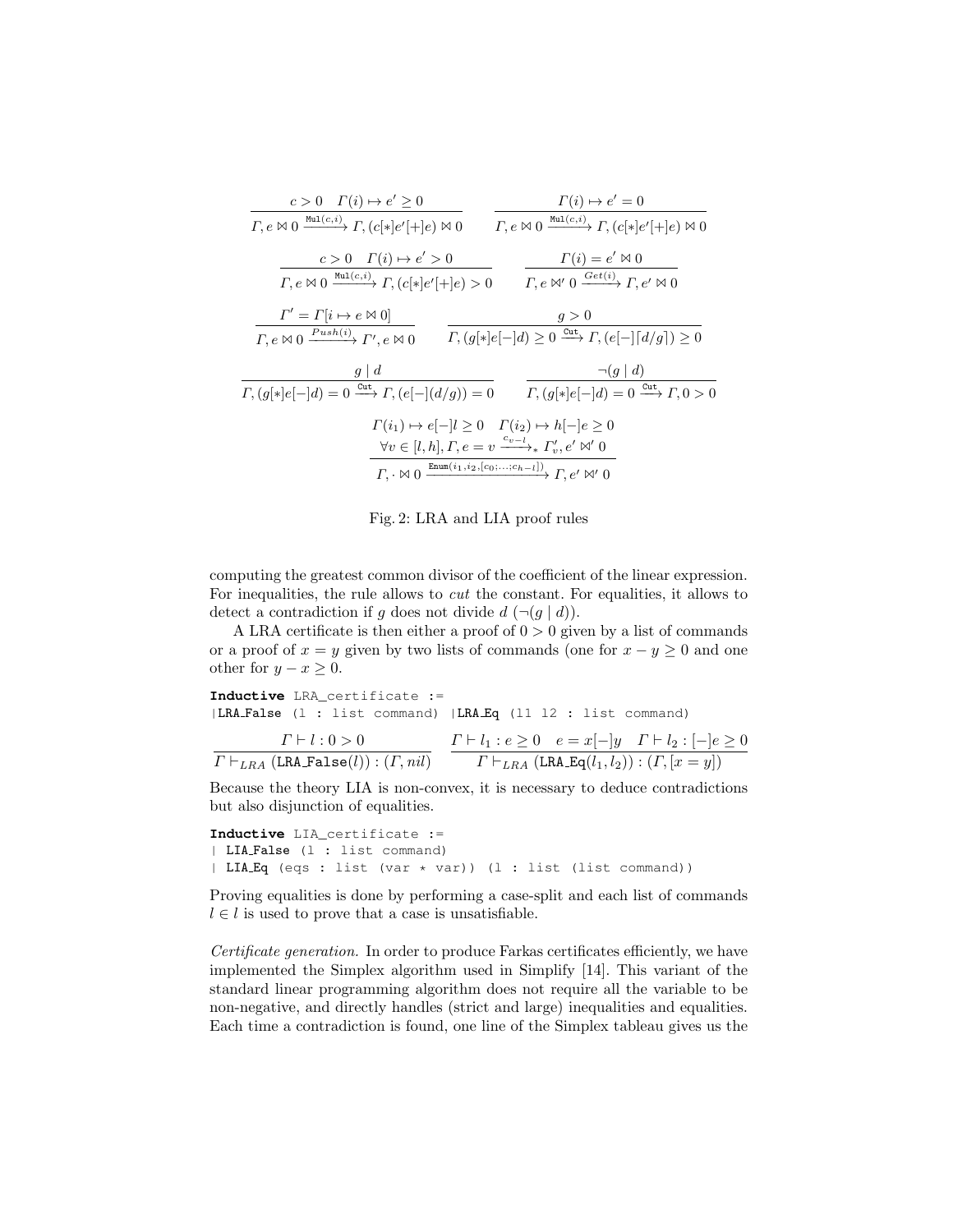$$\frac{c > 0 \quad \Gamma(i) \mapsto e' \geq 0}{\Gamma, e \bowtie 0 \xrightarrow{\texttt{Mul}(c,i)} \Gamma, (c[*]e'[+]e) \bowtie 0} \qquad \frac{\Gamma(i) \mapsto e' = 0}{\Gamma, e \bowtie 0 \xrightarrow{\texttt{Mul}(c,i)} \Gamma, (c[*]e'[+]e) \bowtie 0}$$

$$\frac{c > 0 \quad \Gamma(i) \mapsto e' > 0}{\Gamma, e \bowtie 0 \xrightarrow{\texttt{Mul}(c,i)} \Gamma, (c[*]e'[+]e) > 0} \qquad \frac{\Gamma(i) = e' \bowtie 0}{\Gamma, e \bowtie' 0 \xrightarrow{Get(i)} \Gamma, e' \bowtie 0}$$

$$\frac{\Gamma' = \Gamma[i \mapsto e \bowtie 0]}{\Gamma, e \bowtie 0 \xrightarrow{Push(i)} \Gamma', e \bowtie 0} \qquad \frac{g > 0}{\Gamma, (g[*]e[-]d) \geq 0 \xrightarrow{\texttt{Cut}} \Gamma, (e[-]\lceil d/g \rceil) \geq 0}$$

$$\frac{g \mid d}{\Gamma, (g[*]e[-]d) = 0 \xrightarrow{\texttt{Cut}} \Gamma, (e[-](d/g)) = 0} \qquad \frac{\neg(g \mid d)}{\Gamma, (g[*]e[-]d) = 0 \xrightarrow{\texttt{Cut}} \Gamma, 0 > 0}$$

$$\frac{\begin{array}{c}\Gamma(i_1) \mapsto e[-]l \geq 0 \quad \Gamma(i_2) \mapsto h[-]e \geq 0 \\ \forall v \in [l,h], \Gamma, e = v \xrightarrow{c_{v-l}}_* \Gamma'_v, e' \bowtie' 0\end{array}}{\Gamma, \cdot \bowtie 0 \xrightarrow{\texttt{Enum}(i_1, i_2, [c_0; \ldots; c_{h-l}])} \Gamma, e' \bowtie' 0}$$

Fig. 2: LRA and LIA proof rules

computing the greatest common divisor of the coefficient of the linear expression. For inequalities, the rule allows to *cut* the constant. For equalities, it allows to detect a contradiction if $g$ does not divide $d$ ($\neg(g \mid d)$).

A LRA certificate is then either a proof of $0 > 0$ given by a list of commands or a proof of $x = y$ given by two lists of commands (one for $x - y \geq 0$ and one other for $y - x \geq 0$.

```
Inductive LRA_certificate :=
|LRA_False (l : list command) |LRA_Eq (l1 l2 : list command)
```

$$\frac{\Gamma \vdash l : 0 > 0}{\Gamma \vdash_{LRA} (\texttt{LRA\_False}(l)) : (\Gamma, nil)} \qquad \frac{\Gamma \vdash l_1 : e \geq 0 \quad e = x[-]y \quad \Gamma \vdash l_2 : [-]e \geq 0}{\Gamma \vdash_{LRA} (\texttt{LRA\_Eq}(l_1, l_2)) : (\Gamma, [x = y])}$$

Because the theory LIA is non-convex, it is necessary to deduce contradictions but also disjunction of equalities.

```
Inductive LIA_certificate :=
| LIA_False (l : list command)
| LIA_Eq (eqs : list (var * var)) (l : list (list command))
```

Proving equalities is done by performing a case-split and each list of commands $l \in l$ is used to prove that a case is unsatisfiable.

*Certificate generation.* In order to produce Farkas certificates efficiently, we have implemented the Simplex algorithm used in Simplify [14]. This variant of the standard linear programming algorithm does not require all the variable to be non-negative, and directly handles (strict and large) inequalities and equalities. Each time a contradiction is found, one line of the Simplex tableau gives us the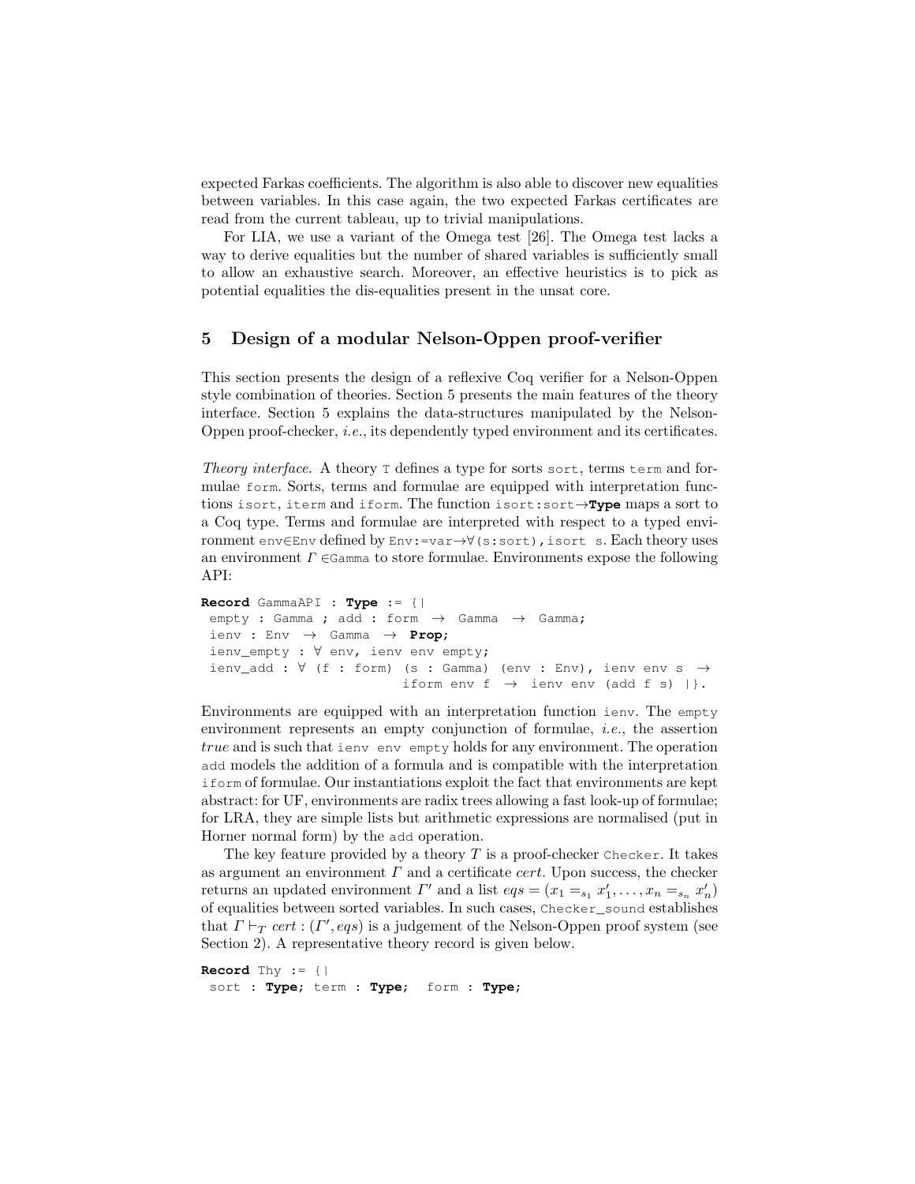expected Farkas coefficients. The algorithm is also able to discover new equalities between variables. In this case again, the two expected Farkas certificates are read from the current tableau, up to trivial manipulations.

For LIA, we use a variant of the Omega test [26]. The Omega test lacks a way to derive equalities but the number of shared variables is sufficiently small to allow an exhaustive search. Moreover, an effective heuristics is to pick as potential equalities the dis-equalities present in the unsat core.

## 5 Design of a modular Nelson-Oppen proof-verifier

This section presents the design of a reflexive Coq verifier for a Nelson-Oppen style combination of theories. Section 5 presents the main features of the theory interface. Section 5 explains the data-structures manipulated by the Nelson-Oppen proof-checker, *i.e.*, its dependently typed environment and its certificates.

*Theory interface.* A theory `T` defines a type for sorts `sort`, terms `term` and formulae `form`. Sorts, terms and formulae are equipped with interpretation functions `isort`, `iterm` and `iform`. The function `isort:sort→Type` maps a sort to a Coq type. Terms and formulae are interpreted with respect to a typed environment `env∈Env` defined by `Env:=var→∀(s:sort),isort s`. Each theory uses an environment $\Gamma$ `∈Gamma` to store formulae. Environments expose the following API:

```
Record GammaAPI : Type := {|
 empty : Gamma ; add : form → Gamma → Gamma;
 ienv : Env → Gamma → Prop;
 ienv_empty : ∀ env, ienv env empty;
 ienv_add : ∀ (f : form) (s : Gamma) (env : Env), ienv env s →
                          iform env f → ienv env (add f s) |}.
```

Environments are equipped with an interpretation function `ienv`. The `empty` environment represents an empty conjunction of formulae, *i.e.*, the assertion *true* and is such that `ienv env empty` holds for any environment. The operation `add` models the addition of a formula and is compatible with the interpretation `iform` of formulae. Our instantiations exploit the fact that environments are kept abstract: for UF, environments are radix trees allowing a fast look-up of formulae; for LRA, they are simple lists but arithmetic expressions are normalised (put in Horner normal form) by the `add` operation.

The key feature provided by a theory $T$ is a proof-checker `Checker`. It takes as argument an environment $\Gamma$ and a certificate *cert*. Upon success, the checker returns an updated environment $\Gamma'$ and a list $eqs = (x_1 =_{s_1} x'_1, \ldots, x_n =_{s_n} x'_n)$ of equalities between sorted variables. In such cases, `Checker_sound` establishes that $\Gamma \vdash_T cert : (\Gamma', eqs)$ is a judgement of the Nelson-Oppen proof system (see Section 2). A representative theory record is given below.

```
Record Thy := {|
 sort : Type; term : Type;  form : Type;
```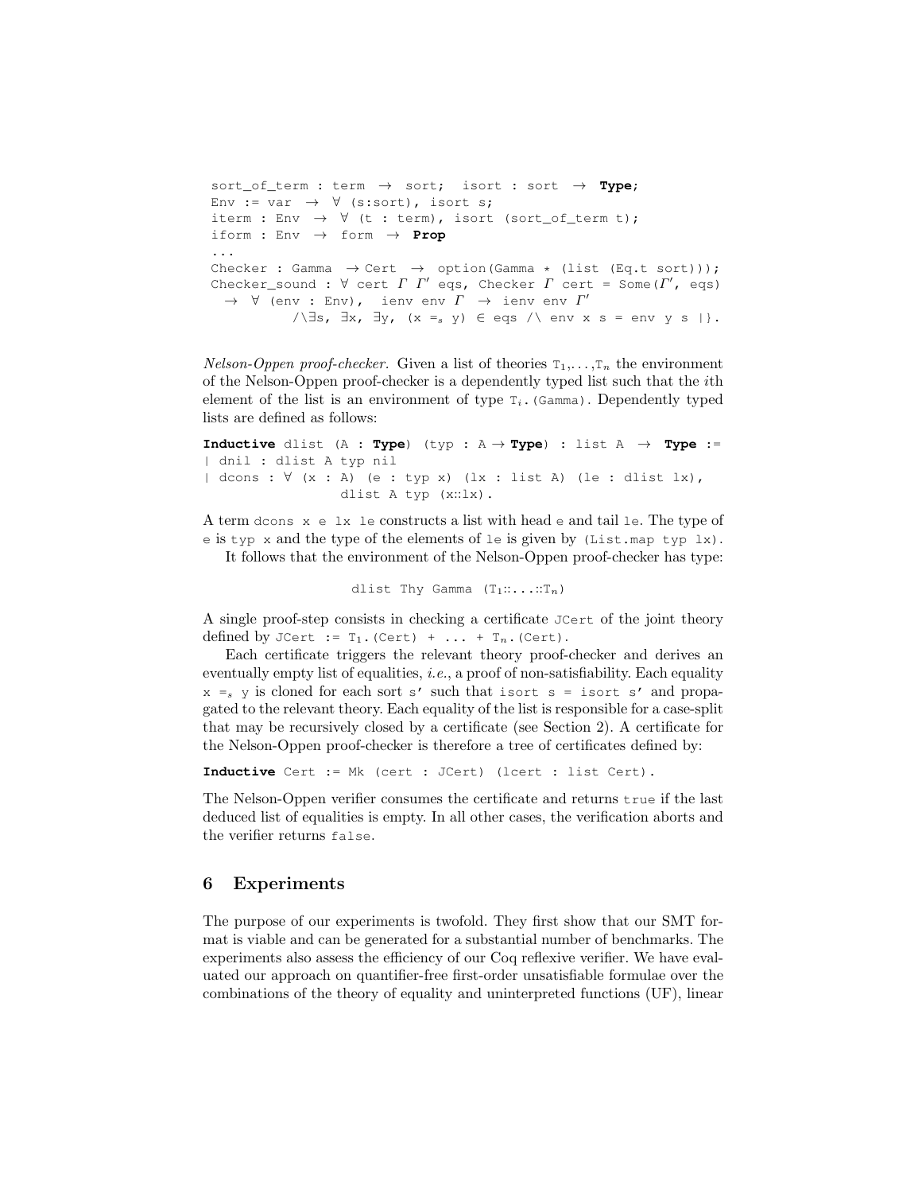```
sort_of_term : term → sort;  isort : sort → Type;
Env := var → ∀ (s:sort), isort s;
iterm : Env → ∀ (t : term), isort (sort_of_term t);
iform : Env → form → Prop
...
Checker : Gamma → Cert → option(Gamma * (list (Eq.t sort)));
Checker_sound : ∀ cert Γ Γ' eqs, Checker Γ cert = Some(Γ', eqs)
  → ∀ (env : Env),  ienv env Γ → ienv env Γ'
          /\∃s, ∃x, ∃y, (x =_s y) ∈ eqs /\ env x s = env y s |}.
```

*Nelson-Oppen proof-checker.* Given a list of theories $T_1, \ldots, T_n$ the environment of the Nelson-Oppen proof-checker is a dependently typed list such that the $i$th element of the list is an environment of type $T_i$.(Gamma). Dependently typed lists are defined as follows:

```
Inductive dlist (A : Type) (typ : A → Type) : list A → Type :=
| dnil : dlist A typ nil
| dcons : ∀ (x : A) (e : typ x) (lx : list A) (le : dlist lx),
                dlist A typ (x::lx).
```

A term `dcons x e lx le` constructs a list with head `e` and tail `le`. The type of `e` is `typ x` and the type of the elements of `le` is given by `(List.map typ lx)`.

It follows that the environment of the Nelson-Oppen proof-checker has type:

```
dlist Thy Gamma (T1::...::Tn)
```

A single proof-step consists in checking a certificate `JCert` of the joint theory defined by `JCert := T1.(Cert) + ... + Tn.(Cert)`.

Each certificate triggers the relevant theory proof-checker and derives an eventually empty list of equalities, *i.e.*, a proof of non-satisfiability. Each equality $x =_s y$ is cloned for each sort `s'` such that `isort s = isort s'` and propagated to the relevant theory. Each equality of the list is responsible for a case-split that may be recursively closed by a certificate (see Section 2). A certificate for the Nelson-Oppen proof-checker is therefore a tree of certificates defined by:

```
Inductive Cert := Mk (cert : JCert) (lcert : list Cert).
```

The Nelson-Oppen verifier consumes the certificate and returns `true` if the last deduced list of equalities is empty. In all other cases, the verification aborts and the verifier returns `false`.

## 6 Experiments

The purpose of our experiments is twofold. They first show that our SMT format is viable and can be generated for a substantial number of benchmarks. The experiments also assess the efficiency of our Coq reflexive verifier. We have evaluated our approach on quantifier-free first-order unsatisfiable formulae over the combinations of the theory of equality and uninterpreted functions (UF), linear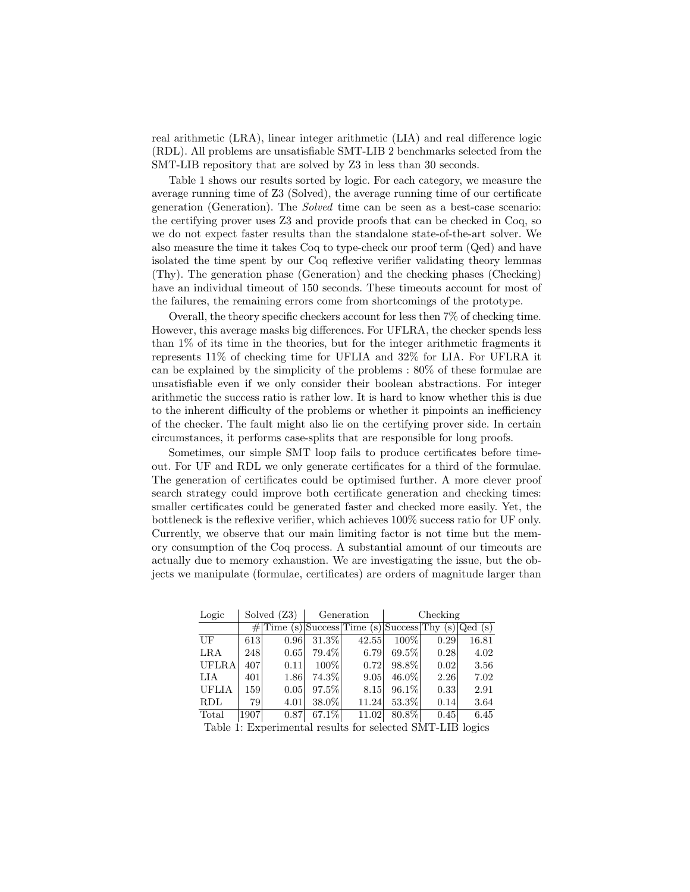real arithmetic (LRA), linear integer arithmetic (LIA) and real difference logic (RDL). All problems are unsatisfiable SMT-LIB 2 benchmarks selected from the SMT-LIB repository that are solved by Z3 in less than 30 seconds.

Table 1 shows our results sorted by logic. For each category, we measure the average running time of Z3 (Solved), the average running time of our certificate generation (Generation). The *Solved* time can be seen as a best-case scenario: the certifying prover uses Z3 and provide proofs that can be checked in Coq, so we do not expect faster results than the standalone state-of-the-art solver. We also measure the time it takes Coq to type-check our proof term (Qed) and have isolated the time spent by our Coq reflexive verifier validating theory lemmas (Thy). The generation phase (Generation) and the checking phases (Checking) have an individual timeout of 150 seconds. These timeouts account for most of the failures, the remaining errors come from shortcomings of the prototype.

Overall, the theory specific checkers account for less then 7% of checking time. However, this average masks big differences. For UFLRA, the checker spends less than 1% of its time in the theories, but for the integer arithmetic fragments it represents 11% of checking time for UFLIA and 32% for LIA. For UFLRA it can be explained by the simplicity of the problems : 80% of these formulae are unsatisfiable even if we only consider their boolean abstractions. For integer arithmetic the success ratio is rather low. It is hard to know whether this is due to the inherent difficulty of the problems or whether it pinpoints an inefficiency of the checker. The fault might also lie on the certifying prover side. In certain circumstances, it performs case-splits that are responsible for long proofs.

Sometimes, our simple SMT loop fails to produce certificates before timeout. For UF and RDL we only generate certificates for a third of the formulae. The generation of certificates could be optimised further. A more clever proof search strategy could improve both certificate generation and checking times: smaller certificates could be generated faster and checked more easily. Yet, the bottleneck is the reflexive verifier, which achieves 100% success ratio for UF only. Currently, we observe that our main limiting factor is not time but the memory consumption of the Coq process. A substantial amount of our timeouts are actually due to memory exhaustion. We are investigating the issue, but the objects we manipulate (formulae, certificates) are orders of magnitude larger than

| Logic | Solved (Z3) | | Generation | | Checking | | |
|---|---|---|---|---|---|---|---|
| | # | Time (s) | Success | Time (s) | Success | Thy (s) | Qed (s) |
| UF | 613 | 0.96 | 31.3% | 42.55 | 100% | 0.29 | 16.81 |
| LRA | 248 | 0.65 | 79.4% | 6.79 | 69.5% | 0.28 | 4.02 |
| UFLRA | 407 | 0.11 | 100% | 0.72 | 98.8% | 0.02 | 3.56 |
| LIA | 401 | 1.86 | 74.3% | 9.05 | 46.0% | 2.26 | 7.02 |
| UFLIA | 159 | 0.05 | 97.5% | 8.15 | 96.1% | 0.33 | 2.91 |
| RDL | 79 | 4.01 | 38.0% | 11.24 | 53.3% | 0.14 | 3.64 |
| Total | 1907 | 0.87 | 67.1% | 11.02 | 80.8% | 0.45 | 6.45 |

Table 1: Experimental results for selected SMT-LIB logics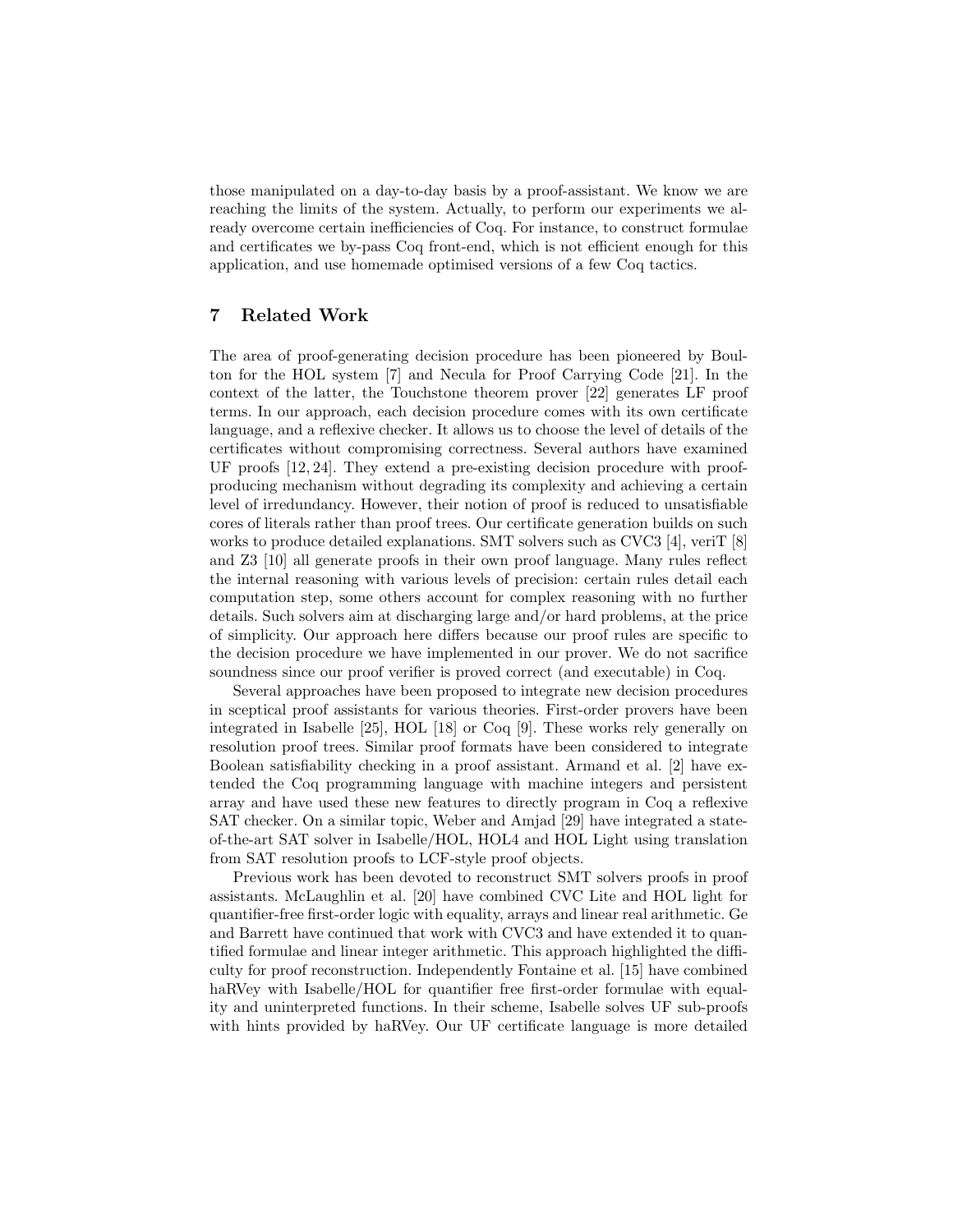those manipulated on a day-to-day basis by a proof-assistant. We know we are reaching the limits of the system. Actually, to perform our experiments we already overcome certain inefficiencies of Coq. For instance, to construct formulae and certificates we by-pass Coq front-end, which is not efficient enough for this application, and use homemade optimised versions of a few Coq tactics.

## 7 Related Work

The area of proof-generating decision procedure has been pioneered by Boulton for the HOL system [7] and Necula for Proof Carrying Code [21]. In the context of the latter, the Touchstone theorem prover [22] generates LF proof terms. In our approach, each decision procedure comes with its own certificate language, and a reflexive checker. It allows us to choose the level of details of the certificates without compromising correctness. Several authors have examined UF proofs [12, 24]. They extend a pre-existing decision procedure with proof-producing mechanism without degrading its complexity and achieving a certain level of irredundancy. However, their notion of proof is reduced to unsatisfiable cores of literals rather than proof trees. Our certificate generation builds on such works to produce detailed explanations. SMT solvers such as CVC3 [4], veriT [8] and Z3 [10] all generate proofs in their own proof language. Many rules reflect the internal reasoning with various levels of precision: certain rules detail each computation step, some others account for complex reasoning with no further details. Such solvers aim at discharging large and/or hard problems, at the price of simplicity. Our approach here differs because our proof rules are specific to the decision procedure we have implemented in our prover. We do not sacrifice soundness since our proof verifier is proved correct (and executable) in Coq.

Several approaches have been proposed to integrate new decision procedures in sceptical proof assistants for various theories. First-order provers have been integrated in Isabelle [25], HOL [18] or Coq [9]. These works rely generally on resolution proof trees. Similar proof formats have been considered to integrate Boolean satisfiability checking in a proof assistant. Armand et al. [2] have extended the Coq programming language with machine integers and persistent array and have used these new features to directly program in Coq a reflexive SAT checker. On a similar topic, Weber and Amjad [29] have integrated a state-of-the-art SAT solver in Isabelle/HOL, HOL4 and HOL Light using translation from SAT resolution proofs to LCF-style proof objects.

Previous work has been devoted to reconstruct SMT solvers proofs in proof assistants. McLaughlin et al. [20] have combined CVC Lite and HOL light for quantifier-free first-order logic with equality, arrays and linear real arithmetic. Ge and Barrett have continued that work with CVC3 and have extended it to quantified formulae and linear integer arithmetic. This approach highlighted the difficulty for proof reconstruction. Independently Fontaine et al. [15] have combined haRVey with Isabelle/HOL for quantifier free first-order formulae with equality and uninterpreted functions. In their scheme, Isabelle solves UF sub-proofs with hints provided by haRVey. Our UF certificate language is more detailed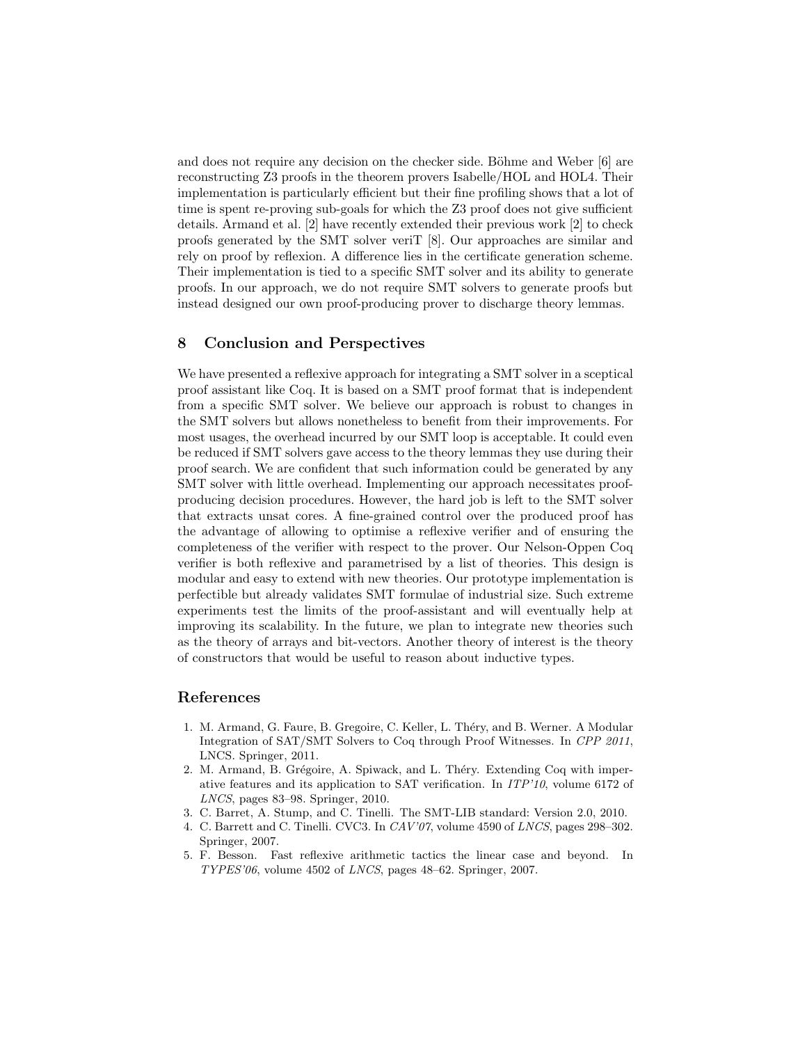and does not require any decision on the checker side. Böhme and Weber [6] are reconstructing Z3 proofs in the theorem provers Isabelle/HOL and HOL4. Their implementation is particularly efficient but their fine profiling shows that a lot of time is spent re-proving sub-goals for which the Z3 proof does not give sufficient details. Armand et al. [2] have recently extended their previous work [2] to check proofs generated by the SMT solver veriT [8]. Our approaches are similar and rely on proof by reflexion. A difference lies in the certificate generation scheme. Their implementation is tied to a specific SMT solver and its ability to generate proofs. In our approach, we do not require SMT solvers to generate proofs but instead designed our own proof-producing prover to discharge theory lemmas.

## 8 Conclusion and Perspectives

We have presented a reflexive approach for integrating a SMT solver in a sceptical proof assistant like Coq. It is based on a SMT proof format that is independent from a specific SMT solver. We believe our approach is robust to changes in the SMT solvers but allows nonetheless to benefit from their improvements. For most usages, the overhead incurred by our SMT loop is acceptable. It could even be reduced if SMT solvers gave access to the theory lemmas they use during their proof search. We are confident that such information could be generated by any SMT solver with little overhead. Implementing our approach necessitates proof-producing decision procedures. However, the hard job is left to the SMT solver that extracts unsat cores. A fine-grained control over the produced proof has the advantage of allowing to optimise a reflexive verifier and of ensuring the completeness of the verifier with respect to the prover. Our Nelson-Oppen Coq verifier is both reflexive and parametrised by a list of theories. This design is modular and easy to extend with new theories. Our prototype implementation is perfectible but already validates SMT formulae of industrial size. Such extreme experiments test the limits of the proof-assistant and will eventually help at improving its scalability. In the future, we plan to integrate new theories such as the theory of arrays and bit-vectors. Another theory of interest is the theory of constructors that would be useful to reason about inductive types.

## References

1. M. Armand, G. Faure, B. Gregoire, C. Keller, L. Théry, and B. Werner. A Modular Integration of SAT/SMT Solvers to Coq through Proof Witnesses. In *CPP 2011*, LNCS. Springer, 2011.
2. M. Armand, B. Grégoire, A. Spiwack, and L. Théry. Extending Coq with imperative features and its application to SAT verification. In *ITP'10*, volume 6172 of *LNCS*, pages 83–98. Springer, 2010.
3. C. Barret, A. Stump, and C. Tinelli. The SMT-LIB standard: Version 2.0, 2010.
4. C. Barrett and C. Tinelli. CVC3. In *CAV'07*, volume 4590 of *LNCS*, pages 298–302. Springer, 2007.
5. F. Besson. Fast reflexive arithmetic tactics the linear case and beyond. In *TYPES'06*, volume 4502 of *LNCS*, pages 48–62. Springer, 2007.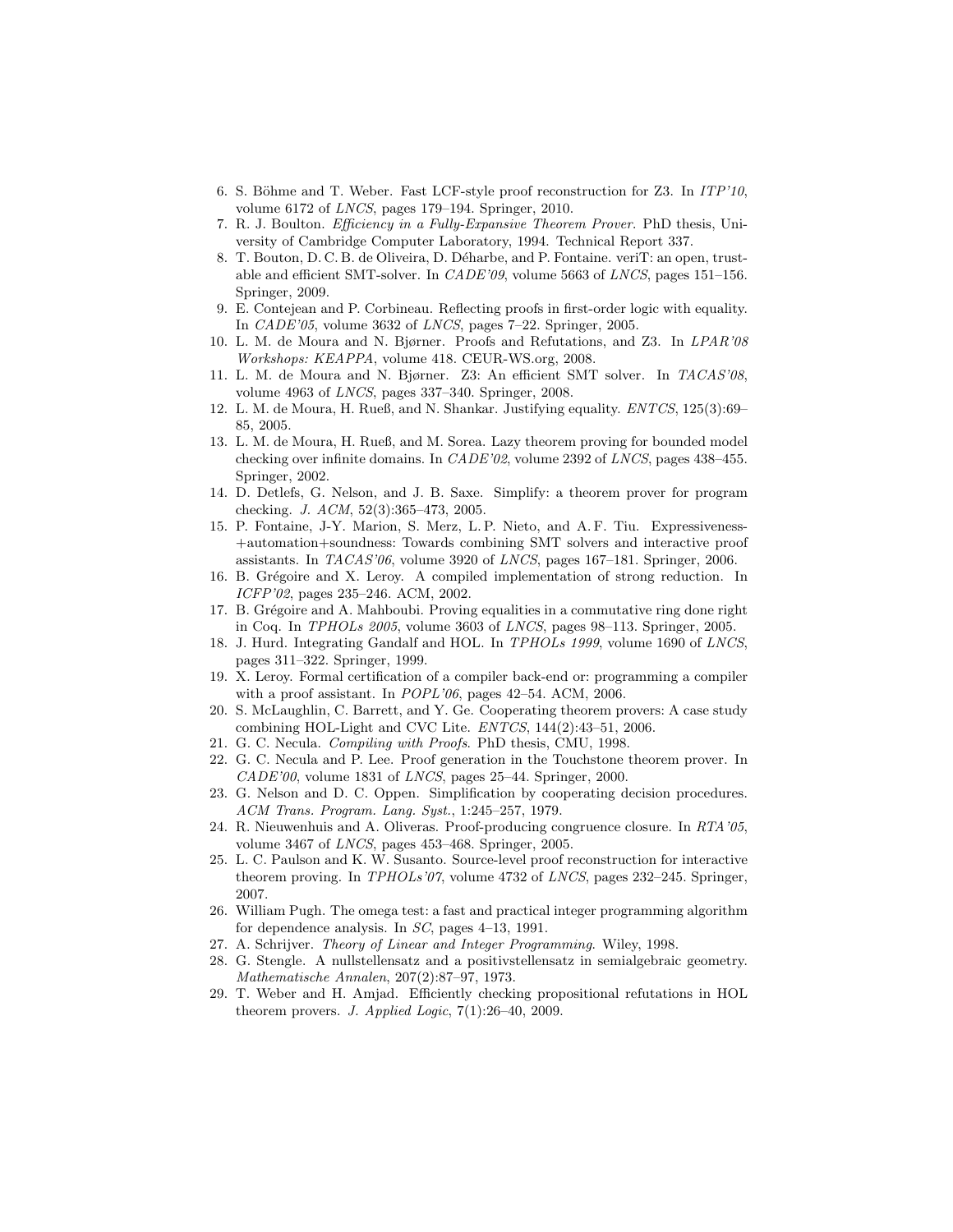6. S. Böhme and T. Weber. Fast LCF-style proof reconstruction for Z3. In *ITP'10*, volume 6172 of *LNCS*, pages 179–194. Springer, 2010.
7. R. J. Boulton. *Efficiency in a Fully-Expansive Theorem Prover*. PhD thesis, University of Cambridge Computer Laboratory, 1994. Technical Report 337.
8. T. Bouton, D. C. B. de Oliveira, D. Déharbe, and P. Fontaine. veriT: an open, trustable and efficient SMT-solver. In *CADE'09*, volume 5663 of *LNCS*, pages 151–156. Springer, 2009.
9. E. Contejean and P. Corbineau. Reflecting proofs in first-order logic with equality. In *CADE'05*, volume 3632 of *LNCS*, pages 7–22. Springer, 2005.
10. L. M. de Moura and N. Bjørner. Proofs and Refutations, and Z3. In *LPAR'08 Workshops: KEAPPA*, volume 418. CEUR-WS.org, 2008.
11. L. M. de Moura and N. Bjørner. Z3: An efficient SMT solver. In *TACAS'08*, volume 4963 of *LNCS*, pages 337–340. Springer, 2008.
12. L. M. de Moura, H. Rueß, and N. Shankar. Justifying equality. *ENTCS*, 125(3):69–85, 2005.
13. L. M. de Moura, H. Rueß, and M. Sorea. Lazy theorem proving for bounded model checking over infinite domains. In *CADE'02*, volume 2392 of *LNCS*, pages 438–455. Springer, 2002.
14. D. Detlefs, G. Nelson, and J. B. Saxe. Simplify: a theorem prover for program checking. *J. ACM*, 52(3):365–473, 2005.
15. P. Fontaine, J-Y. Marion, S. Merz, L. P. Nieto, and A. F. Tiu. Expressiveness+automation+soundness: Towards combining SMT solvers and interactive proof assistants. In *TACAS'06*, volume 3920 of *LNCS*, pages 167–181. Springer, 2006.
16. B. Grégoire and X. Leroy. A compiled implementation of strong reduction. In *ICFP'02*, pages 235–246. ACM, 2002.
17. B. Grégoire and A. Mahboubi. Proving equalities in a commutative ring done right in Coq. In *TPHOLs 2005*, volume 3603 of *LNCS*, pages 98–113. Springer, 2005.
18. J. Hurd. Integrating Gandalf and HOL. In *TPHOLs 1999*, volume 1690 of *LNCS*, pages 311–322. Springer, 1999.
19. X. Leroy. Formal certification of a compiler back-end or: programming a compiler with a proof assistant. In *POPL'06*, pages 42–54. ACM, 2006.
20. S. McLaughlin, C. Barrett, and Y. Ge. Cooperating theorem provers: A case study combining HOL-Light and CVC Lite. *ENTCS*, 144(2):43–51, 2006.
21. G. C. Necula. *Compiling with Proofs*. PhD thesis, CMU, 1998.
22. G. C. Necula and P. Lee. Proof generation in the Touchstone theorem prover. In *CADE'00*, volume 1831 of *LNCS*, pages 25–44. Springer, 2000.
23. G. Nelson and D. C. Oppen. Simplification by cooperating decision procedures. *ACM Trans. Program. Lang. Syst.*, 1:245–257, 1979.
24. R. Nieuwenhuis and A. Oliveras. Proof-producing congruence closure. In *RTA'05*, volume 3467 of *LNCS*, pages 453–468. Springer, 2005.
25. L. C. Paulson and K. W. Susanto. Source-level proof reconstruction for interactive theorem proving. In *TPHOLs'07*, volume 4732 of *LNCS*, pages 232–245. Springer, 2007.
26. William Pugh. The omega test: a fast and practical integer programming algorithm for dependence analysis. In *SC*, pages 4–13, 1991.
27. A. Schrijver. *Theory of Linear and Integer Programming*. Wiley, 1998.
28. G. Stengle. A nullstellensatz and a positivstellensatz in semialgebraic geometry. *Mathematische Annalen*, 207(2):87–97, 1973.
29. T. Weber and H. Amjad. Efficiently checking propositional refutations in HOL theorem provers. *J. Applied Logic*, 7(1):26–40, 2009.